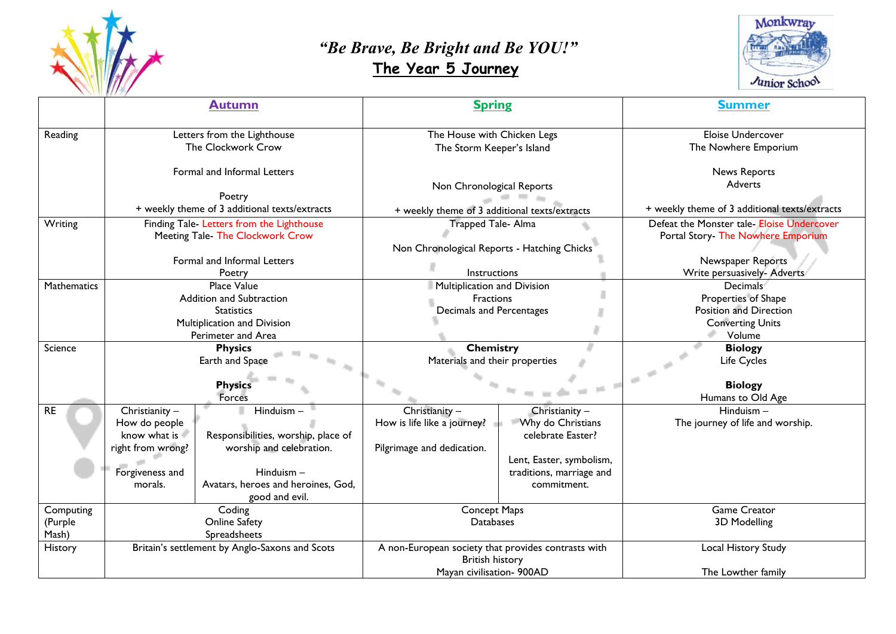# *"Be Brave, Be Bright and Be YOU!"*

## The Year 5 Journey

| | Autumn | | Spring | | Summer |
|---|---|---|---|---|---|
| Reading | Letters from the Lighthouse<br>The Clockwork Crow<br><br>Formal and Informal Letters<br><br>Poetry<br>+ weekly theme of 3 additional texts/extracts | | The House with Chicken Legs<br>The Storm Keeper's Island<br><br>Non Chronological Reports<br>+ weekly theme of 3 additional texts/extracts | | Eloise Undercover<br>The Nowhere Emporium<br><br>News Reports<br>Adverts<br><br>+ weekly theme of 3 additional texts/extracts |
| Writing | Finding Tale- Letters from the Lighthouse<br>Meeting Tale- The Clockwork Crow<br><br>Formal and Informal Letters<br>Poetry | | Trapped Tale- Alma<br><br>Non Chronological Reports - Hatching Chicks<br><br>Instructions | | Defeat the Monster tale- Eloise Undercover<br>Portal Story- The Nowhere Emporium<br><br>Newspaper Reports<br>Write persuasively- Adverts |
| Mathematics | Place Value<br>Addition and Subtraction<br>Statistics<br>Multiplication and Division<br>Perimeter and Area | | Multiplication and Division<br>Fractions<br>Decimals and Percentages | | Decimals<br>Properties of Shape<br>Position and Direction<br>Converting Units<br>Volume |
| Science | **Physics**<br>Earth and Space<br><br>**Physics**<br>Forces | | **Chemistry**<br>Materials and their properties | | **Biology**<br>Life Cycles<br><br>**Biology**<br>Humans to Old Age |
| RE | Christianity – How do people know what is right from wrong?<br><br>Forgiveness and morals. | Hinduism –<br><br>Responsibilities, worship, place of worship and celebration.<br><br>Hinduism –<br>Avatars, heroes and heroines, God, good and evil. | Christianity –<br>How is life like a journey?<br><br>Pilgrimage and dedication. | Christianity –<br>Why do Christians celebrate Easter?<br><br>Lent, Easter, symbolism, traditions, marriage and commitment. | Hinduism –<br>The journey of life and worship. |
| Computing (Purple Mash) | Coding<br>Online Safety<br>Spreadsheets | | Concept Maps<br>Databases | | Game Creator<br>3D Modelling |
| History | Britain's settlement by Anglo-Saxons and Scots | | A non-European society that provides contrasts with British history<br>Mayan civilisation- 900AD | | Local History Study<br><br>The Lowther family |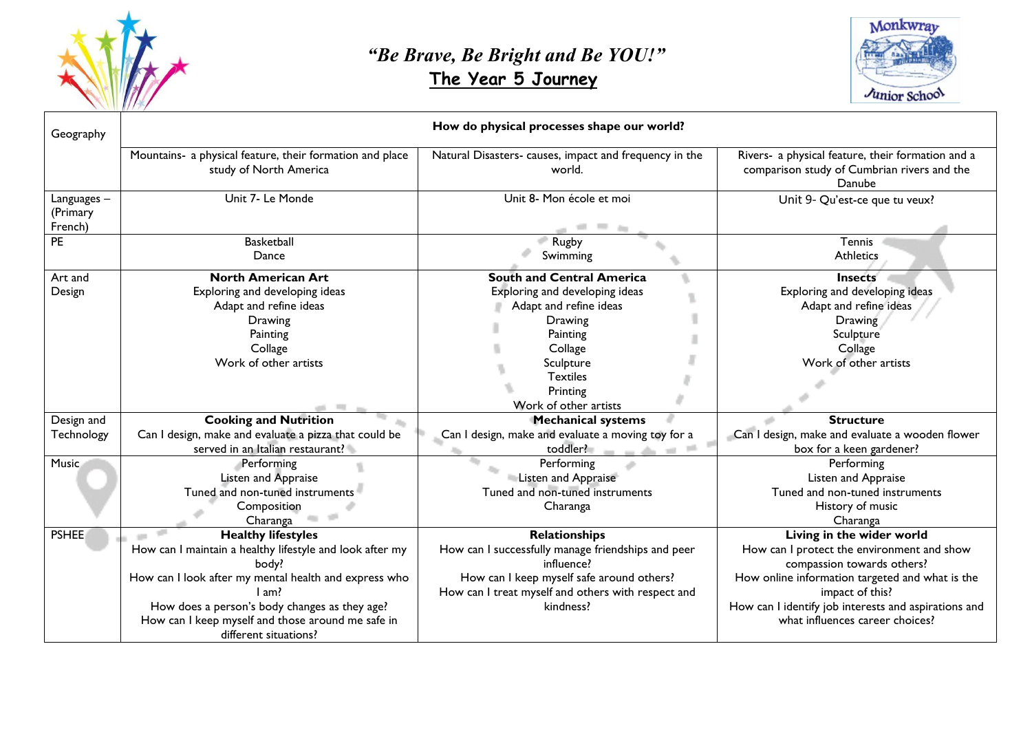# *"Be Brave, Be Bright and Be YOU!"*

## The Year 5 Journey

| | | | |
|---|---|---|---|
| Geography | **How do physical processes shape our world?** | | |
| | Mountains- a physical feature, their formation and place study of North America | Natural Disasters- causes, impact and frequency in the world. | Rivers- a physical feature, their formation and a comparison study of Cumbrian rivers and the Danube |
| Languages – (Primary French) | Unit 7- Le Monde | Unit 8- Mon école et moi | Unit 9- Qu'est-ce que tu veux? |
| PE | Basketball<br>Dance | Rugby<br>Swimming | Tennis<br>Athletics |
| Art and Design | **North American Art**<br>Exploring and developing ideas<br>Adapt and refine ideas<br>Drawing<br>Painting<br>Collage<br>Work of other artists | **South and Central America**<br>Exploring and developing ideas<br>Adapt and refine ideas<br>Drawing<br>Painting<br>Collage<br>Sculpture<br>Textiles<br>Printing<br>Work of other artists | **Insects**<br>Exploring and developing ideas<br>Adapt and refine ideas<br>Drawing<br>Sculpture<br>Collage<br>Work of other artists |
| Design and Technology | **Cooking and Nutrition**<br>Can I design, make and evaluate a pizza that could be served in an Italian restaurant? | **Mechanical systems**<br>Can I design, make and evaluate a moving toy for a toddler? | **Structure**<br>Can I design, make and evaluate a wooden flower box for a keen gardener? |
| Music | Performing<br>Listen and Appraise<br>Tuned and non-tuned instruments<br>Composition<br>Charanga | Performing<br>Listen and Appraise<br>Tuned and non-tuned instruments<br>Charanga | Performing<br>Listen and Appraise<br>Tuned and non-tuned instruments<br>History of music<br>Charanga |
| PSHEE | **Healthy lifestyles**<br>How can I maintain a healthy lifestyle and look after my body?<br>How can I look after my mental health and express who I am?<br>How does a person's body changes as they age?<br>How can I keep myself and those around me safe in different situations? | **Relationships**<br>How can I successfully manage friendships and peer influence?<br>How can I keep myself safe around others?<br>How can I treat myself and others with respect and kindness? | **Living in the wider world**<br>How can I protect the environment and show compassion towards others?<br>How online information targeted and what is the impact of this?<br>How can I identify job interests and aspirations and what influences career choices? |